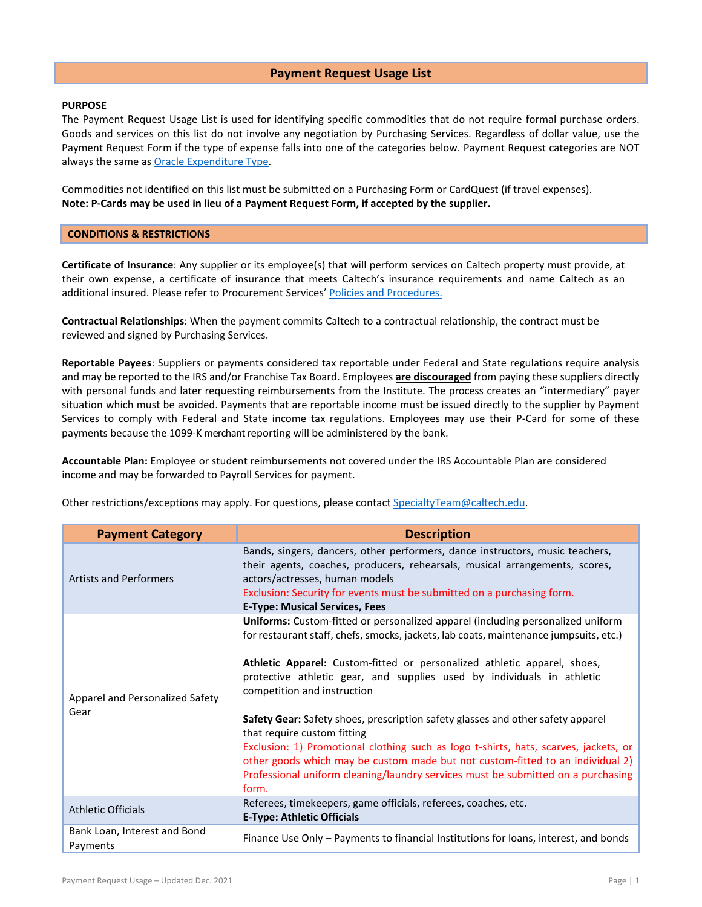# Payment Request Usage List

## PURPOSE

The Payment Request Usage List is used for identifying specific commodities that do not require formal purchase orders. Goods and services on this list do not involve any negotiation by Purchasing Services. Regardless of dollar value, use the Payment Request Form if the type of expense falls into one of the categories below. Payment Request categories are NOT always the same as [Oracle Expenditure Type](#).

Commodities not identified on this list must be submitted on a Purchasing Form or CardQuest (if travel expenses).
**Note: P-Cards may be used in lieu of a Payment Request Form, if accepted by the supplier.**

## CONDITIONS & RESTRICTIONS

**Certificate of Insurance**: Any supplier or its employee(s) that will perform services on Caltech property must provide, at their own expense, a certificate of insurance that meets Caltech's insurance requirements and name Caltech as an additional insured. Please refer to Procurement Services' [Policies and Procedures.](#)

**Contractual Relationships**: When the payment commits Caltech to a contractual relationship, the contract must be reviewed and signed by Purchasing Services.

**Reportable Payees**: Suppliers or payments considered tax reportable under Federal and State regulations require analysis and may be reported to the IRS and/or Franchise Tax Board. Employees **are discouraged** from paying these suppliers directly with personal funds and later requesting reimbursements from the Institute. The process creates an "intermediary" payer situation which must be avoided. Payments that are reportable income must be issued directly to the supplier by Payment Services to comply with Federal and State income tax regulations. Employees may use their P-Card for some of these payments because the 1099-K merchant reporting will be administered by the bank.

**Accountable Plan:** Employee or student reimbursements not covered under the IRS Accountable Plan are considered income and may be forwarded to Payroll Services for payment.

Other restrictions/exceptions may apply. For questions, please contact [SpecialtyTeam@caltech.edu](mailto:SpecialtyTeam@caltech.edu).

| Payment Category | Description |
|---|---|
| Artists and Performers | Bands, singers, dancers, other performers, dance instructors, music teachers, their agents, coaches, producers, rehearsals, musical arrangements, scores, actors/actresses, human models<br>Exclusion: Security for events must be submitted on a purchasing form.<br>**E-Type: Musical Services, Fees** |
| Apparel and Personalized Safety Gear | **Uniforms:** Custom-fitted or personalized apparel (including personalized uniform for restaurant staff, chefs, smocks, jackets, lab coats, maintenance jumpsuits, etc.)<br><br>**Athletic Apparel:** Custom-fitted or personalized athletic apparel, shoes, protective athletic gear, and supplies used by individuals in athletic competition and instruction<br><br>**Safety Gear:** Safety shoes, prescription safety glasses and other safety apparel that require custom fitting<br>Exclusion: 1) Promotional clothing such as logo t-shirts, hats, scarves, jackets, or other goods which may be custom made but not custom-fitted to an individual 2) Professional uniform cleaning/laundry services must be submitted on a purchasing form. |
| Athletic Officials | Referees, timekeepers, game officials, referees, coaches, etc.<br>**E-Type: Athletic Officials** |
| Bank Loan, Interest and Bond Payments | Finance Use Only – Payments to financial Institutions for loans, interest, and bonds |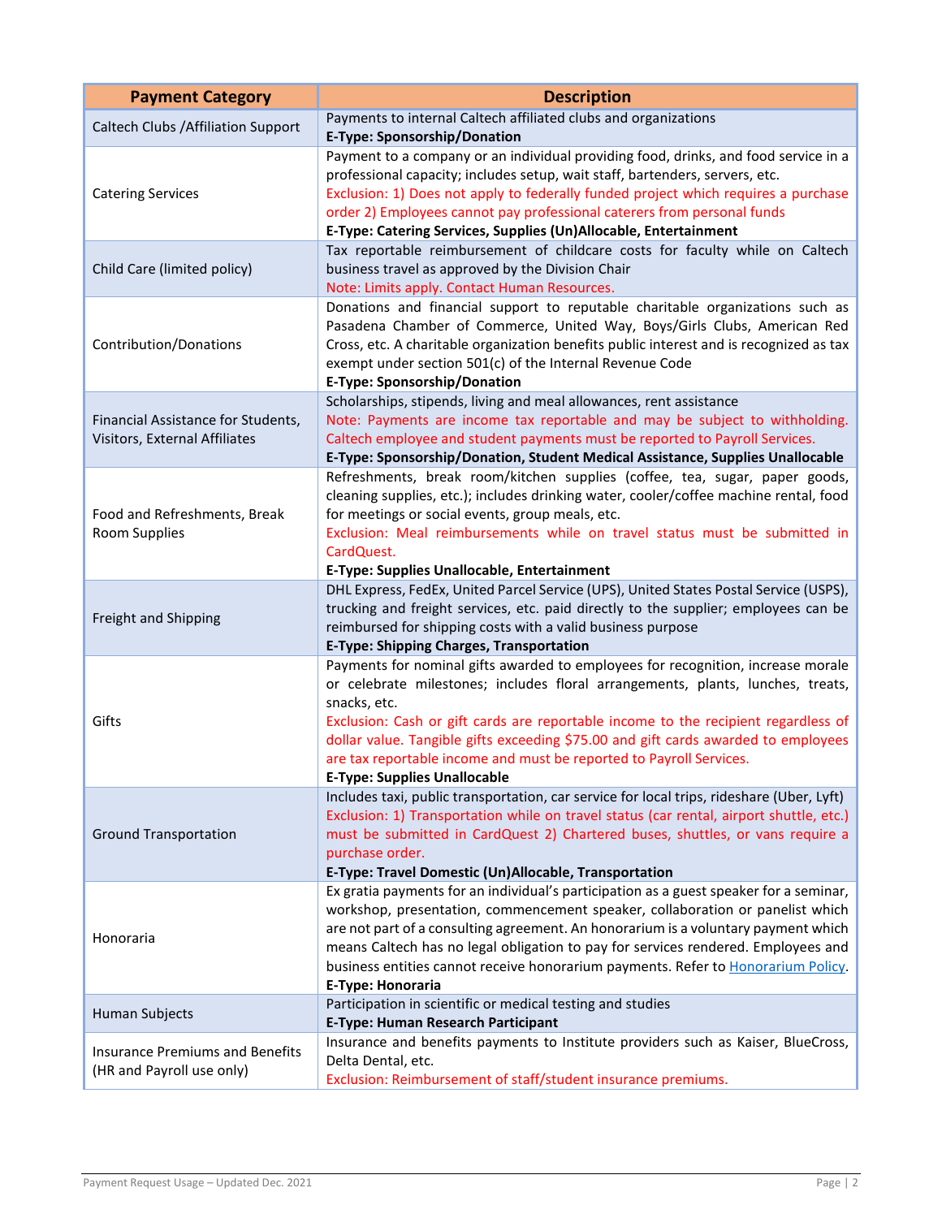| Payment Category | Description |
|---|---|
| Caltech Clubs /Affiliation Support | Payments to internal Caltech affiliated clubs and organizations<br>**E-Type: Sponsorship/Donation** |
| Catering Services | Payment to a company or an individual providing food, drinks, and food service in a professional capacity; includes setup, wait staff, bartenders, servers, etc.<br>Exclusion: 1) Does not apply to federally funded project which requires a purchase order 2) Employees cannot pay professional caterers from personal funds<br>**E-Type: Catering Services, Supplies (Un)Allocable, Entertainment** |
| Child Care (limited policy) | Tax reportable reimbursement of childcare costs for faculty while on Caltech business travel as approved by the Division Chair<br>Note: Limits apply. Contact Human Resources. |
| Contribution/Donations | Donations and financial support to reputable charitable organizations such as Pasadena Chamber of Commerce, United Way, Boys/Girls Clubs, American Red Cross, etc. A charitable organization benefits public interest and is recognized as tax exempt under section 501(c) of the Internal Revenue Code<br>**E-Type: Sponsorship/Donation** |
| Financial Assistance for Students, Visitors, External Affiliates | Scholarships, stipends, living and meal allowances, rent assistance<br>Note: Payments are income tax reportable and may be subject to withholding. Caltech employee and student payments must be reported to Payroll Services.<br>**E-Type: Sponsorship/Donation, Student Medical Assistance, Supplies Unallocable** |
| Food and Refreshments, Break Room Supplies | Refreshments, break room/kitchen supplies (coffee, tea, sugar, paper goods, cleaning supplies, etc.); includes drinking water, cooler/coffee machine rental, food for meetings or social events, group meals, etc.<br>Exclusion: Meal reimbursements while on travel status must be submitted in CardQuest.<br>**E-Type: Supplies Unallocable, Entertainment** |
| Freight and Shipping | DHL Express, FedEx, United Parcel Service (UPS), United States Postal Service (USPS), trucking and freight services, etc. paid directly to the supplier; employees can be reimbursed for shipping costs with a valid business purpose<br>**E-Type: Shipping Charges, Transportation** |
| Gifts | Payments for nominal gifts awarded to employees for recognition, increase morale or celebrate milestones; includes floral arrangements, plants, lunches, treats, snacks, etc.<br>Exclusion: Cash or gift cards are reportable income to the recipient regardless of dollar value. Tangible gifts exceeding $75.00 and gift cards awarded to employees are tax reportable income and must be reported to Payroll Services.<br>**E-Type: Supplies Unallocable** |
| Ground Transportation | Includes taxi, public transportation, car service for local trips, rideshare (Uber, Lyft)<br>Exclusion: 1) Transportation while on travel status (car rental, airport shuttle, etc.) must be submitted in CardQuest 2) Chartered buses, shuttles, or vans require a purchase order.<br>**E-Type: Travel Domestic (Un)Allocable, Transportation** |
| Honoraria | Ex gratia payments for an individual's participation as a guest speaker for a seminar, workshop, presentation, commencement speaker, collaboration or panelist which are not part of a consulting agreement. An honorarium is a voluntary payment which means Caltech has no legal obligation to pay for services rendered. Employees and business entities cannot receive honorarium payments. Refer to Honorarium Policy.<br>**E-Type: Honoraria** |
| Human Subjects | Participation in scientific or medical testing and studies<br>**E-Type: Human Research Participant** |
| Insurance Premiums and Benefits (HR and Payroll use only) | Insurance and benefits payments to Institute providers such as Kaiser, BlueCross, Delta Dental, etc.<br>Exclusion: Reimbursement of staff/student insurance premiums. |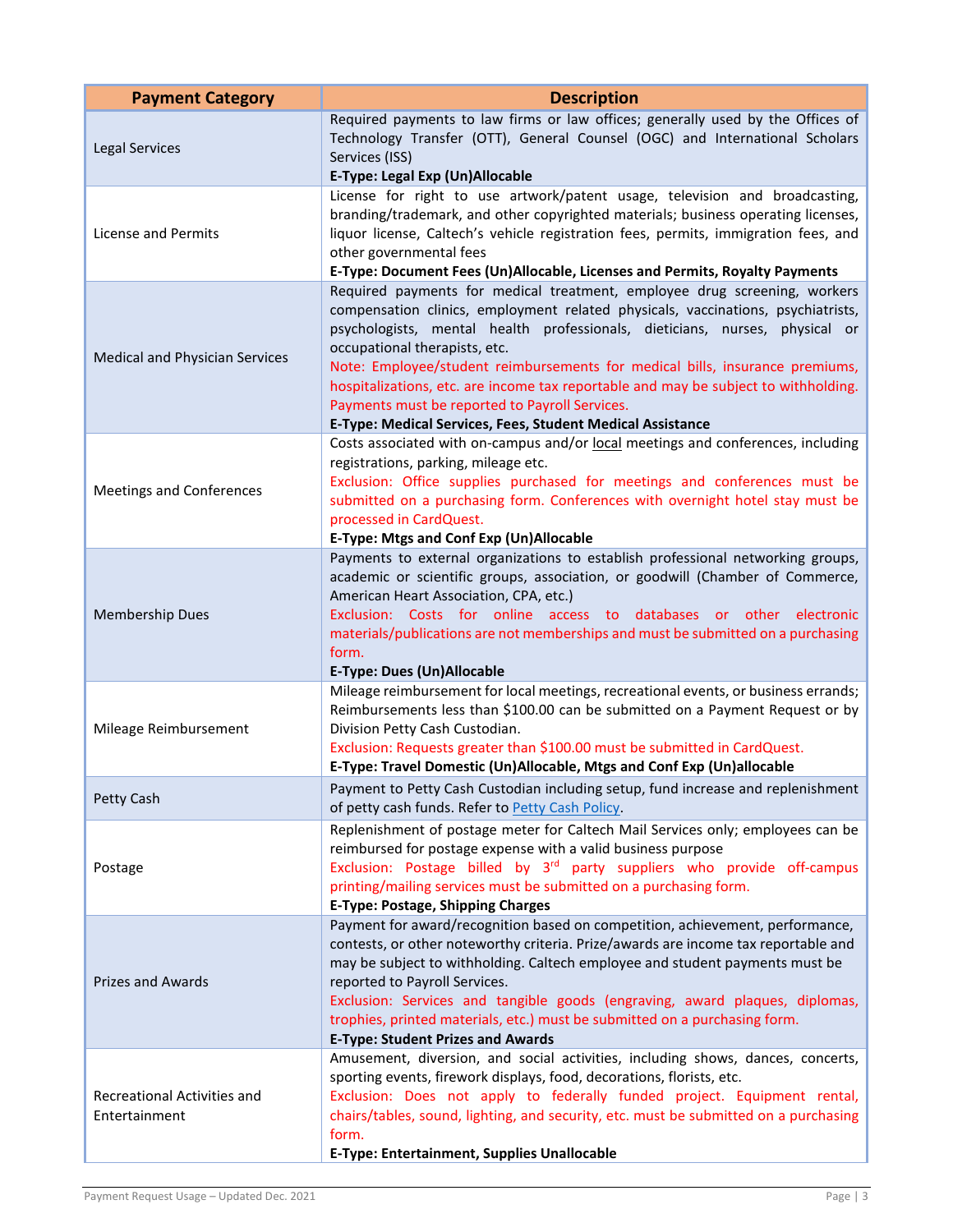| Payment Category | Description |
|---|---|
| Legal Services | Required payments to law firms or law offices; generally used by the Offices of Technology Transfer (OTT), General Counsel (OGC) and International Scholars Services (ISS)<br>**E-Type: Legal Exp (Un)Allocable** |
| License and Permits | License for right to use artwork/patent usage, television and broadcasting, branding/trademark, and other copyrighted materials; business operating licenses, liquor license, Caltech's vehicle registration fees, permits, immigration fees, and other governmental fees<br>**E-Type: Document Fees (Un)Allocable, Licenses and Permits, Royalty Payments** |
| Medical and Physician Services | Required payments for medical treatment, employee drug screening, workers compensation clinics, employment related physicals, vaccinations, psychiatrists, psychologists, mental health professionals, dieticians, nurses, physical or occupational therapists, etc.<br>Note: Employee/student reimbursements for medical bills, insurance premiums, hospitalizations, etc. are income tax reportable and may be subject to withholding. Payments must be reported to Payroll Services.<br>**E-Type: Medical Services, Fees, Student Medical Assistance** |
| Meetings and Conferences | Costs associated with on-campus and/or local meetings and conferences, including registrations, parking, mileage etc.<br>Exclusion: Office supplies purchased for meetings and conferences must be submitted on a purchasing form. Conferences with overnight hotel stay must be processed in CardQuest.<br>**E-Type: Mtgs and Conf Exp (Un)Allocable** |
| Membership Dues | Payments to external organizations to establish professional networking groups, academic or scientific groups, association, or goodwill (Chamber of Commerce, American Heart Association, CPA, etc.)<br>Exclusion: Costs for online access to databases or other electronic materials/publications are not memberships and must be submitted on a purchasing form.<br>**E-Type: Dues (Un)Allocable** |
| Mileage Reimbursement | Mileage reimbursement for local meetings, recreational events, or business errands; Reimbursements less than $100.00 can be submitted on a Payment Request or by Division Petty Cash Custodian.<br>Exclusion: Requests greater than $100.00 must be submitted in CardQuest.<br>**E-Type: Travel Domestic (Un)Allocable, Mtgs and Conf Exp (Un)allocable** |
| Petty Cash | Payment to Petty Cash Custodian including setup, fund increase and replenishment of petty cash funds. Refer to Petty Cash Policy. |
| Postage | Replenishment of postage meter for Caltech Mail Services only; employees can be reimbursed for postage expense with a valid business purpose<br>Exclusion: Postage billed by 3rd party suppliers who provide off-campus printing/mailing services must be submitted on a purchasing form.<br>**E-Type: Postage, Shipping Charges** |
| Prizes and Awards | Payment for award/recognition based on competition, achievement, performance, contests, or other noteworthy criteria. Prize/awards are income tax reportable and may be subject to withholding. Caltech employee and student payments must be reported to Payroll Services.<br>Exclusion: Services and tangible goods (engraving, award plaques, diplomas, trophies, printed materials, etc.) must be submitted on a purchasing form.<br>**E-Type: Student Prizes and Awards** |
| Recreational Activities and Entertainment | Amusement, diversion, and social activities, including shows, dances, concerts, sporting events, firework displays, food, decorations, florists, etc.<br>Exclusion: Does not apply to federally funded project. Equipment rental, chairs/tables, sound, lighting, and security, etc. must be submitted on a purchasing form.<br>**E-Type: Entertainment, Supplies Unallocable** |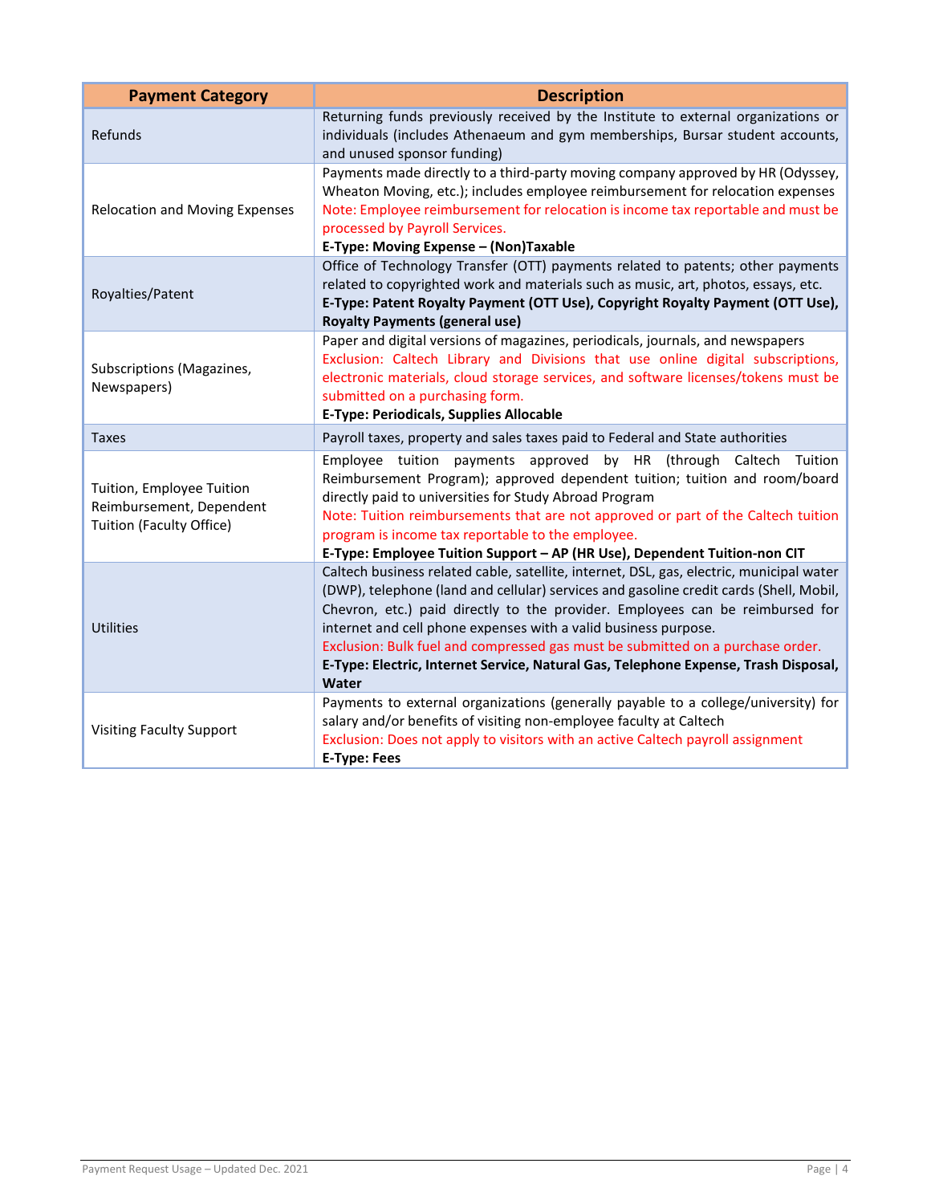| Payment Category | Description |
|---|---|
| Refunds | Returning funds previously received by the Institute to external organizations or individuals (includes Athenaeum and gym memberships, Bursar student accounts, and unused sponsor funding) |
| Relocation and Moving Expenses | Payments made directly to a third-party moving company approved by HR (Odyssey, Wheaton Moving, etc.); includes employee reimbursement for relocation expenses<br>Note: Employee reimbursement for relocation is income tax reportable and must be processed by Payroll Services.<br>**E-Type: Moving Expense – (Non)Taxable** |
| Royalties/Patent | Office of Technology Transfer (OTT) payments related to patents; other payments related to copyrighted work and materials such as music, art, photos, essays, etc.<br>**E-Type: Patent Royalty Payment (OTT Use), Copyright Royalty Payment (OTT Use), Royalty Payments (general use)** |
| Subscriptions (Magazines, Newspapers) | Paper and digital versions of magazines, periodicals, journals, and newspapers<br>Exclusion: Caltech Library and Divisions that use online digital subscriptions, electronic materials, cloud storage services, and software licenses/tokens must be submitted on a purchasing form.<br>**E-Type: Periodicals, Supplies Allocable** |
| Taxes | Payroll taxes, property and sales taxes paid to Federal and State authorities |
| Tuition, Employee Tuition Reimbursement, Dependent Tuition (Faculty Office) | Employee tuition payments approved by HR (through Caltech Tuition Reimbursement Program); approved dependent tuition; tuition and room/board directly paid to universities for Study Abroad Program<br>Note: Tuition reimbursements that are not approved or part of the Caltech tuition program is income tax reportable to the employee.<br>**E-Type: Employee Tuition Support – AP (HR Use), Dependent Tuition-non CIT** |
| Utilities | Caltech business related cable, satellite, internet, DSL, gas, electric, municipal water (DWP), telephone (land and cellular) services and gasoline credit cards (Shell, Mobil, Chevron, etc.) paid directly to the provider. Employees can be reimbursed for internet and cell phone expenses with a valid business purpose.<br>Exclusion: Bulk fuel and compressed gas must be submitted on a purchase order.<br>**E-Type: Electric, Internet Service, Natural Gas, Telephone Expense, Trash Disposal, Water** |
| Visiting Faculty Support | Payments to external organizations (generally payable to a college/university) for salary and/or benefits of visiting non-employee faculty at Caltech<br>Exclusion: Does not apply to visitors with an active Caltech payroll assignment<br>**E-Type: Fees** |